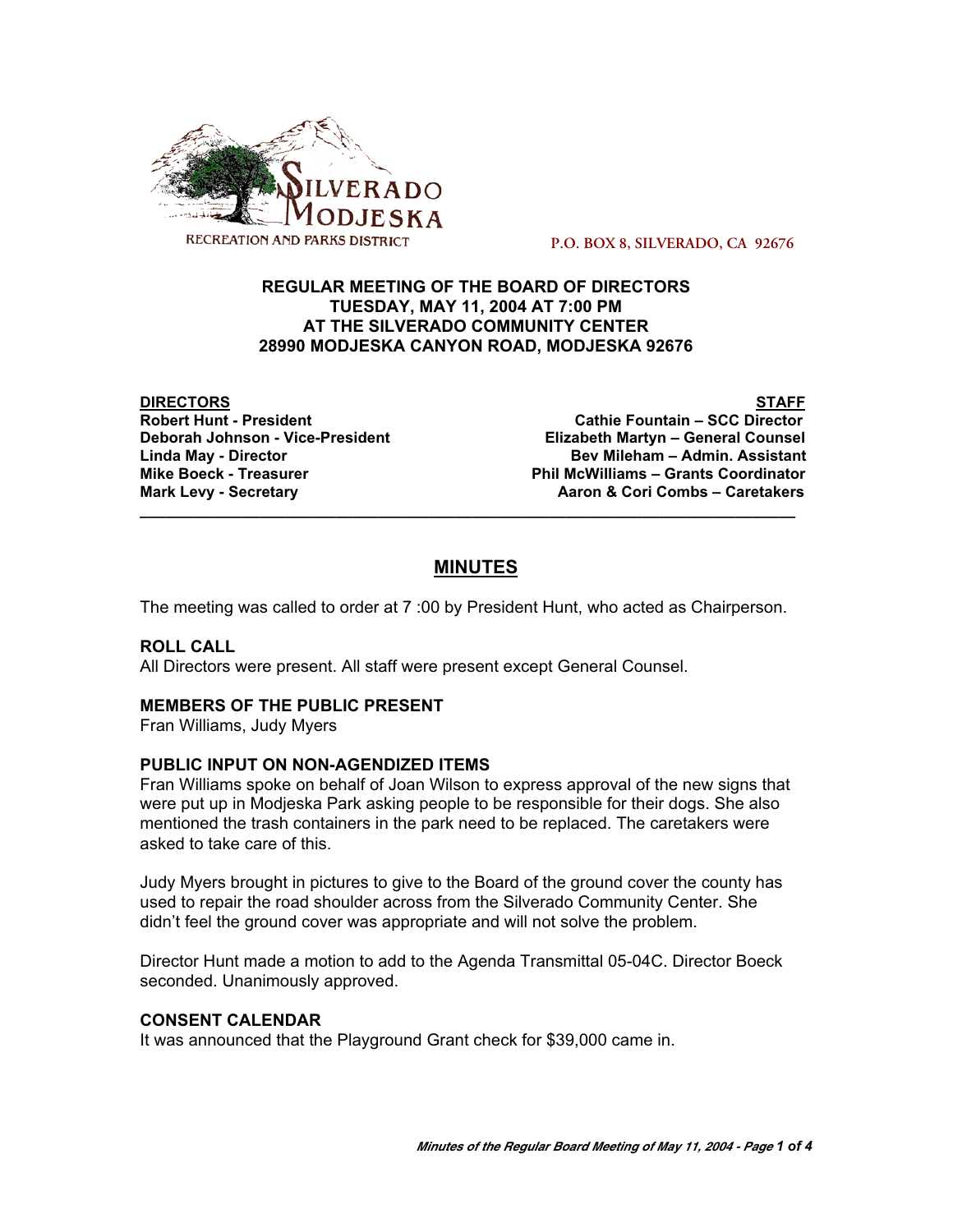SILVERADO MODJESKA RECREATION AND PARKS DISTRICT

P.O. BOX 8, SILVERADO, CA 92676

**REGULAR MEETING OF THE BOARD OF DIRECTORS**
**TUESDAY, MAY 11, 2004 AT 7:00 PM**
**AT THE SILVERADO COMMUNITY CENTER**
**28990 MODJESKA CANYON ROAD, MODJESKA 92676**

| DIRECTORS | STAFF |
|---|---|
| Robert Hunt - President | Cathie Fountain – SCC Director |
| Deborah Johnson - Vice-President | Elizabeth Martyn – General Counsel |
| Linda May - Director | Bev Mileham – Admin. Assistant |
| Mike Boeck - Treasurer | Phil McWilliams – Grants Coordinator |
| Mark Levy - Secretary | Aaron & Cori Combs – Caretakers |

## MINUTES

The meeting was called to order at 7 :00 by President Hunt, who acted as Chairperson.

### ROLL CALL

All Directors were present. All staff were present except General Counsel.

### MEMBERS OF THE PUBLIC PRESENT

Fran Williams, Judy Myers

### PUBLIC INPUT ON NON-AGENDIZED ITEMS

Fran Williams spoke on behalf of Joan Wilson to express approval of the new signs that were put up in Modjeska Park asking people to be responsible for their dogs. She also mentioned the trash containers in the park need to be replaced. The caretakers were asked to take care of this.

Judy Myers brought in pictures to give to the Board of the ground cover the county has used to repair the road shoulder across from the Silverado Community Center. She didn't feel the ground cover was appropriate and will not solve the problem.

Director Hunt made a motion to add to the Agenda Transmittal 05-04C. Director Boeck seconded. Unanimously approved.

### CONSENT CALENDAR

It was announced that the Playground Grant check for $39,000 came in.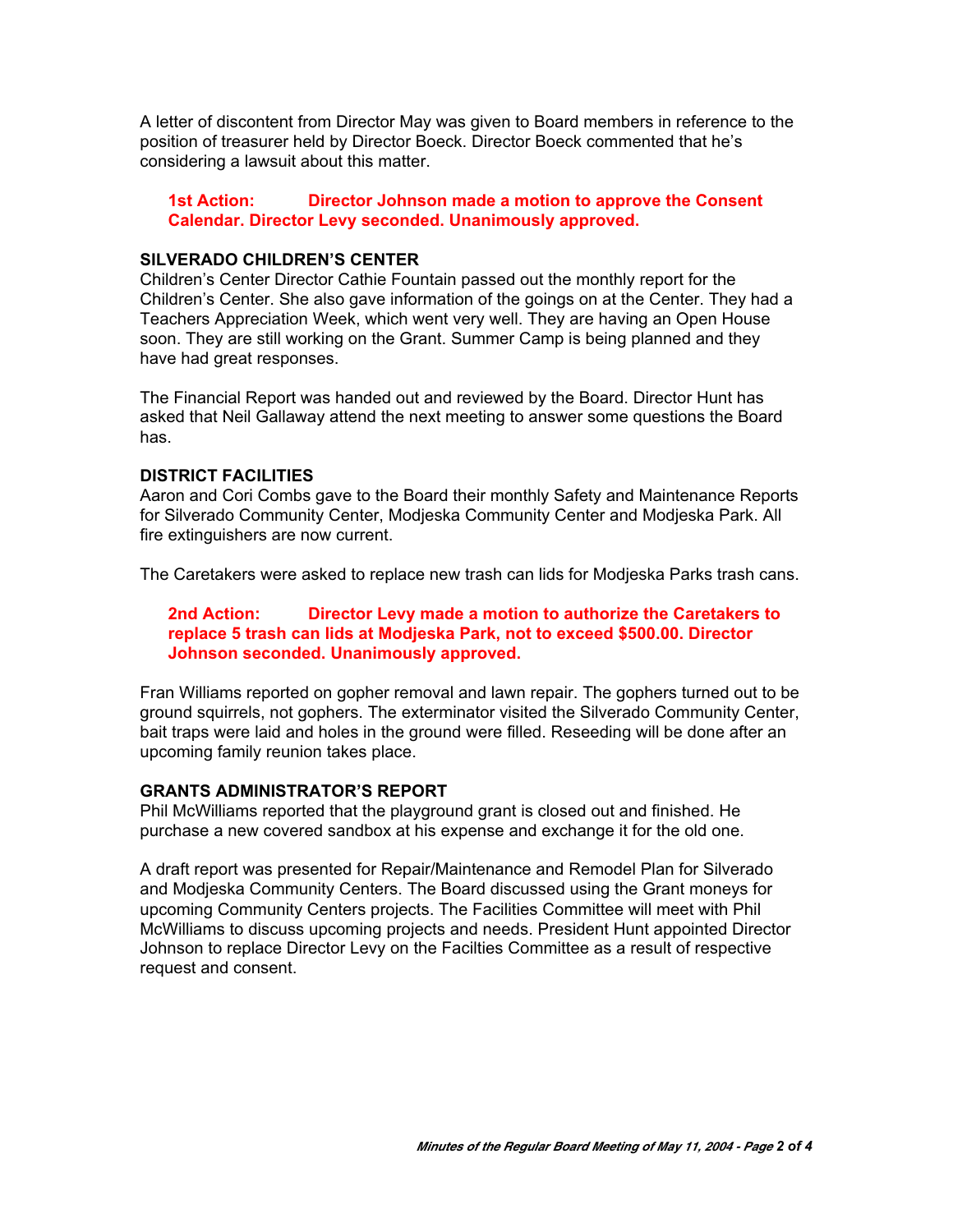A letter of discontent from Director May was given to Board members in reference to the position of treasurer held by Director Boeck. Director Boeck commented that he's considering a lawsuit about this matter.

> **1st Action: Director Johnson made a motion to approve the Consent Calendar. Director Levy seconded. Unanimously approved.**

### SILVERADO CHILDREN'S CENTER

Children's Center Director Cathie Fountain passed out the monthly report for the Children's Center. She also gave information of the goings on at the Center. They had a Teachers Appreciation Week, which went very well. They are having an Open House soon. They are still working on the Grant. Summer Camp is being planned and they have had great responses.

The Financial Report was handed out and reviewed by the Board. Director Hunt has asked that Neil Gallaway attend the next meeting to answer some questions the Board has.

### DISTRICT FACILITIES

Aaron and Cori Combs gave to the Board their monthly Safety and Maintenance Reports for Silverado Community Center, Modjeska Community Center and Modjeska Park. All fire extinguishers are now current.

The Caretakers were asked to replace new trash can lids for Modjeska Parks trash cans.

> **2nd Action: Director Levy made a motion to authorize the Caretakers to replace 5 trash can lids at Modjeska Park, not to exceed $500.00. Director Johnson seconded. Unanimously approved.**

Fran Williams reported on gopher removal and lawn repair. The gophers turned out to be ground squirrels, not gophers. The exterminator visited the Silverado Community Center, bait traps were laid and holes in the ground were filled. Reseeding will be done after an upcoming family reunion takes place.

### GRANTS ADMINISTRATOR'S REPORT

Phil McWilliams reported that the playground grant is closed out and finished. He purchase a new covered sandbox at his expense and exchange it for the old one.

A draft report was presented for Repair/Maintenance and Remodel Plan for Silverado and Modjeska Community Centers. The Board discussed using the Grant moneys for upcoming Community Centers projects. The Facilities Committee will meet with Phil McWilliams to discuss upcoming projects and needs. President Hunt appointed Director Johnson to replace Director Levy on the Facilties Committee as a result of respective request and consent.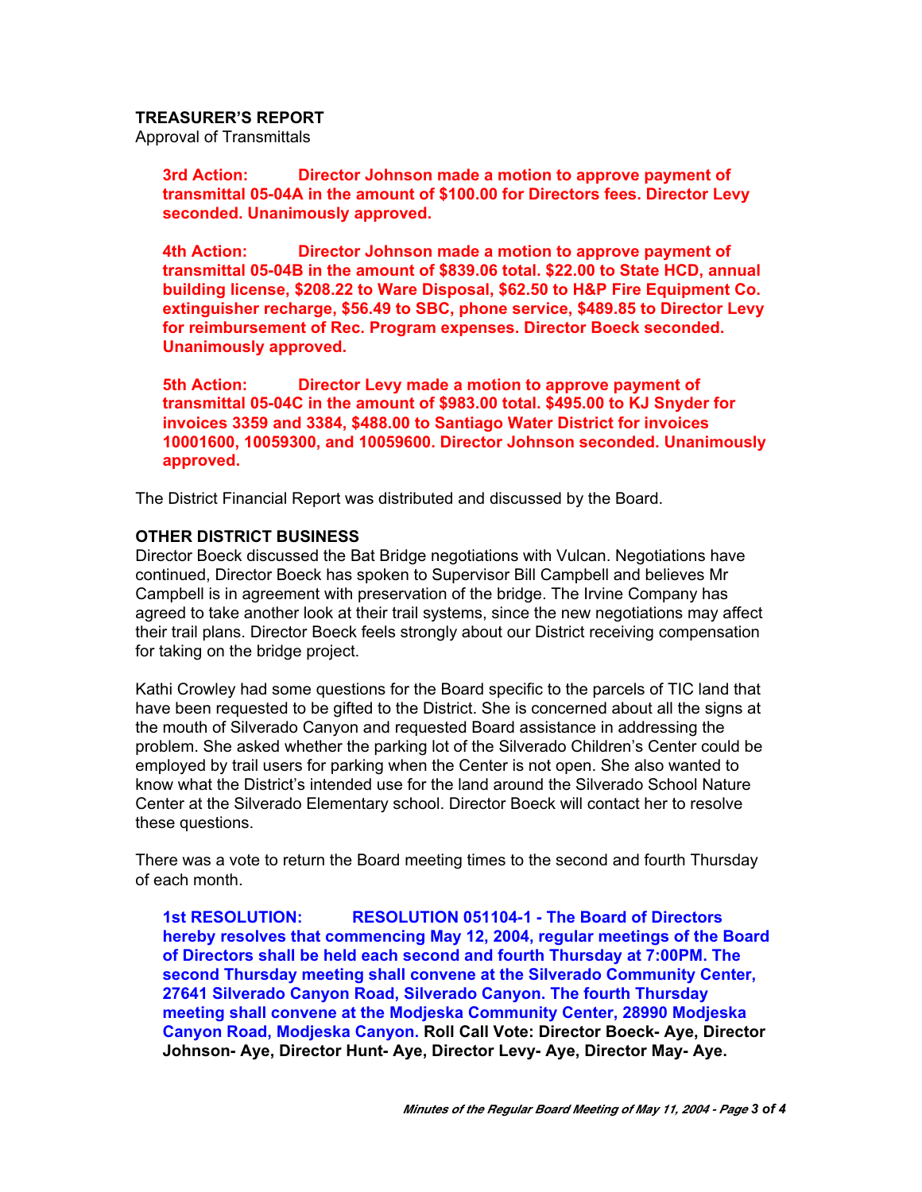**TREASURER'S REPORT**

Approval of Transmittals

> **3rd Action: Director Johnson made a motion to approve payment of transmittal 05-04A in the amount of $100.00 for Directors fees. Director Levy seconded. Unanimously approved.**
>
> **4th Action: Director Johnson made a motion to approve payment of transmittal 05-04B in the amount of $839.06 total. $22.00 to State HCD, annual building license, $208.22 to Ware Disposal, $62.50 to H&P Fire Equipment Co. extinguisher recharge, $56.49 to SBC, phone service, $489.85 to Director Levy for reimbursement of Rec. Program expenses. Director Boeck seconded. Unanimously approved.**
>
> **5th Action: Director Levy made a motion to approve payment of transmittal 05-04C in the amount of $983.00 total. $495.00 to KJ Snyder for invoices 3359 and 3384, $488.00 to Santiago Water District for invoices 10001600, 10059300, and 10059600. Director Johnson seconded. Unanimously approved.**

The District Financial Report was distributed and discussed by the Board.

**OTHER DISTRICT BUSINESS**

Director Boeck discussed the Bat Bridge negotiations with Vulcan. Negotiations have continued, Director Boeck has spoken to Supervisor Bill Campbell and believes Mr Campbell is in agreement with preservation of the bridge. The Irvine Company has agreed to take another look at their trail systems, since the new negotiations may affect their trail plans. Director Boeck feels strongly about our District receiving compensation for taking on the bridge project.

Kathi Crowley had some questions for the Board specific to the parcels of TIC land that have been requested to be gifted to the District. She is concerned about all the signs at the mouth of Silverado Canyon and requested Board assistance in addressing the problem. She asked whether the parking lot of the Silverado Children's Center could be employed by trail users for parking when the Center is not open. She also wanted to know what the District's intended use for the land around the Silverado School Nature Center at the Silverado Elementary school. Director Boeck will contact her to resolve these questions.

There was a vote to return the Board meeting times to the second and fourth Thursday of each month.

> **1st RESOLUTION: RESOLUTION 051104-1 - The Board of Directors hereby resolves that commencing May 12, 2004, regular meetings of the Board of Directors shall be held each second and fourth Thursday at 7:00PM. The second Thursday meeting shall convene at the Silverado Community Center, 27641 Silverado Canyon Road, Silverado Canyon. The fourth Thursday meeting shall convene at the Modjeska Community Center, 28990 Modjeska Canyon Road, Modjeska Canyon. Roll Call Vote: Director Boeck- Aye, Director Johnson- Aye, Director Hunt- Aye, Director Levy- Aye, Director May- Aye.**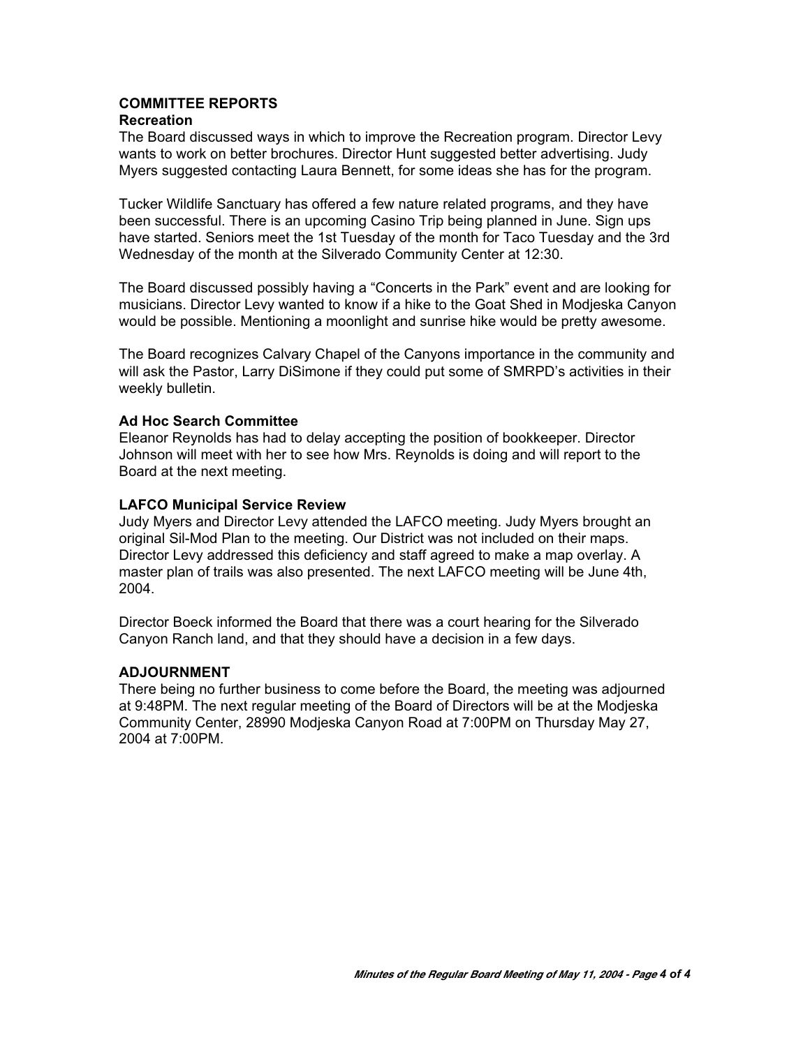## COMMITTEE REPORTS

### Recreation

The Board discussed ways in which to improve the Recreation program. Director Levy wants to work on better brochures. Director Hunt suggested better advertising. Judy Myers suggested contacting Laura Bennett, for some ideas she has for the program.

Tucker Wildlife Sanctuary has offered a few nature related programs, and they have been successful. There is an upcoming Casino Trip being planned in June. Sign ups have started. Seniors meet the 1st Tuesday of the month for Taco Tuesday and the 3rd Wednesday of the month at the Silverado Community Center at 12:30.

The Board discussed possibly having a "Concerts in the Park" event and are looking for musicians. Director Levy wanted to know if a hike to the Goat Shed in Modjeska Canyon would be possible. Mentioning a moonlight and sunrise hike would be pretty awesome.

The Board recognizes Calvary Chapel of the Canyons importance in the community and will ask the Pastor, Larry DiSimone if they could put some of SMRPD's activities in their weekly bulletin.

### Ad Hoc Search Committee

Eleanor Reynolds has had to delay accepting the position of bookkeeper. Director Johnson will meet with her to see how Mrs. Reynolds is doing and will report to the Board at the next meeting.

### LAFCO Municipal Service Review

Judy Myers and Director Levy attended the LAFCO meeting. Judy Myers brought an original Sil-Mod Plan to the meeting. Our District was not included on their maps. Director Levy addressed this deficiency and staff agreed to make a map overlay. A master plan of trails was also presented. The next LAFCO meeting will be June 4th, 2004.

Director Boeck informed the Board that there was a court hearing for the Silverado Canyon Ranch land, and that they should have a decision in a few days.

## ADJOURNMENT

There being no further business to come before the Board, the meeting was adjourned at 9:48PM. The next regular meeting of the Board of Directors will be at the Modjeska Community Center, 28990 Modjeska Canyon Road at 7:00PM on Thursday May 27, 2004 at 7:00PM.